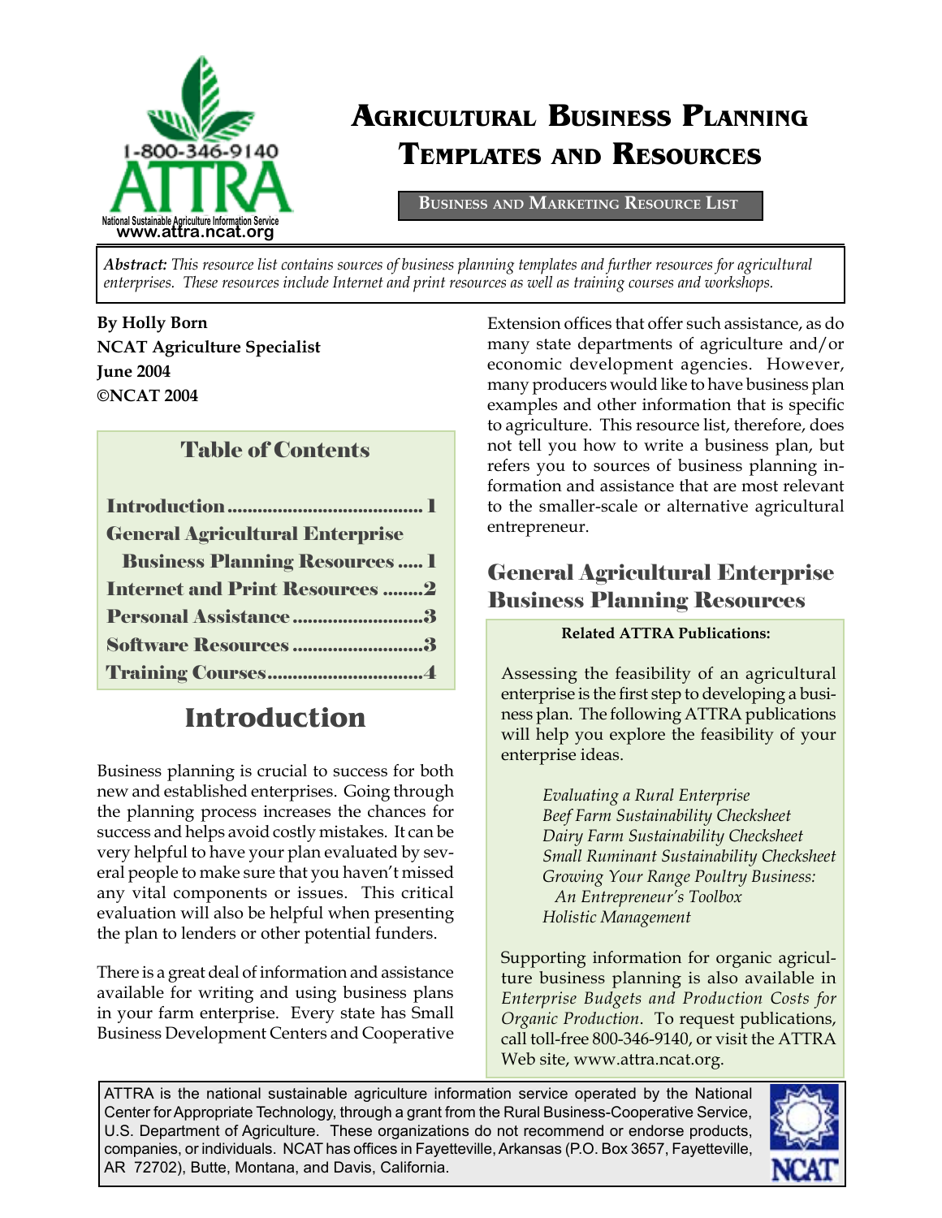# Agricultural Business Planning Templates and Resources

**Business and Marketing Resource List**

***Abstract:*** *This resource list contains sources of business planning templates and further resources for agricultural enterprises. These resources include Internet and print resources as well as training courses and workshops.*

**By Holly Born**
**NCAT Agriculture Specialist**
**June 2004**
**©NCAT 2004**

## Table of Contents

- Introduction ....................................... 1
- General Agricultural Enterprise Business Planning Resources ..... 1
- Internet and Print Resources ........2
- Personal Assistance ..........................3
- Software Resources ..........................3
- Training Courses...............................4

## Introduction

Business planning is crucial to success for both new and established enterprises. Going through the planning process increases the chances for success and helps avoid costly mistakes. It can be very helpful to have your plan evaluated by several people to make sure that you haven't missed any vital components or issues. This critical evaluation will also be helpful when presenting the plan to lenders or other potential funders.

There is a great deal of information and assistance available for writing and using business plans in your farm enterprise. Every state has Small Business Development Centers and Cooperative Extension offices that offer such assistance, as do many state departments of agriculture and/or economic development agencies. However, many producers would like to have business plan examples and other information that is specific to agriculture. This resource list, therefore, does not tell you how to write a business plan, but refers you to sources of business planning information and assistance that are most relevant to the smaller-scale or alternative agricultural entrepreneur.

## General Agricultural Enterprise Business Planning Resources

**Related ATTRA Publications:**

Assessing the feasibility of an agricultural enterprise is the first step to developing a business plan. The following ATTRA publications will help you explore the feasibility of your enterprise ideas.

*Evaluating a Rural Enterprise*
*Beef Farm Sustainability Checksheet*
*Dairy Farm Sustainability Checksheet*
*Small Ruminant Sustainability Checksheet*
*Growing Your Range Poultry Business: An Entrepreneur's Toolbox*
*Holistic Management*

Supporting information for organic agriculture business planning is also available in *Enterprise Budgets and Production Costs for Organic Production*. To request publications, call toll-free 800-346-9140, or visit the ATTRA Web site, www.attra.ncat.org.

ATTRA is the national sustainable agriculture information service operated by the National Center for Appropriate Technology, through a grant from the Rural Business-Cooperative Service, U.S. Department of Agriculture. These organizations do not recommend or endorse products, companies, or individuals. NCAT has offices in Fayetteville, Arkansas (P.O. Box 3657, Fayetteville, AR 72702), Butte, Montana, and Davis, California.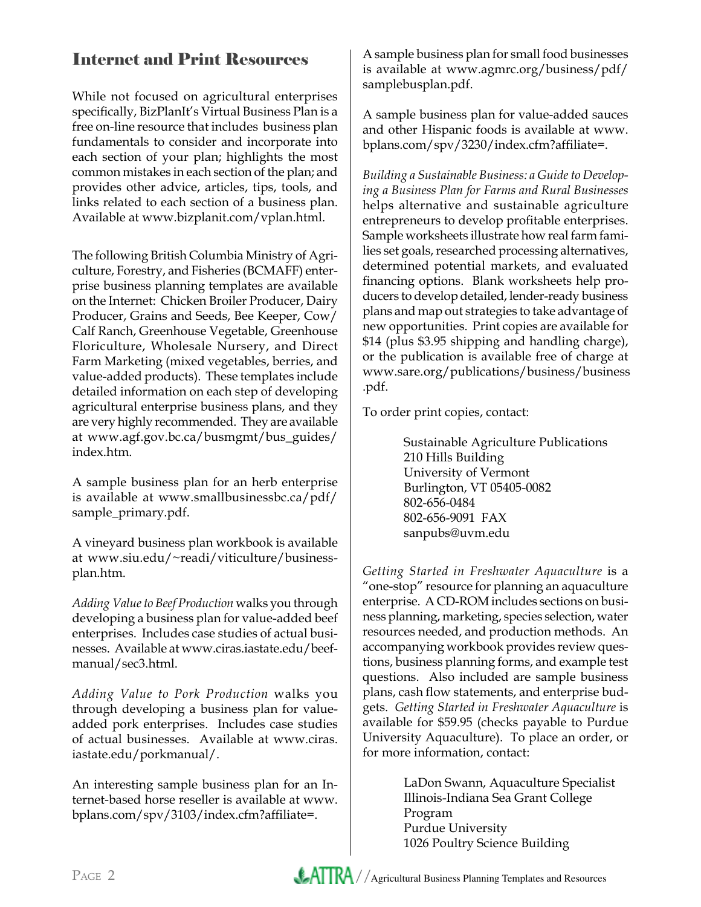## Internet and Print Resources

While not focused on agricultural enterprises specifically, BizPlanIt's Virtual Business Plan is a free on-line resource that includes business plan fundamentals to consider and incorporate into each section of your plan; highlights the most common mistakes in each section of the plan; and provides other advice, articles, tips, tools, and links related to each section of a business plan. Available at www.bizplanit.com/vplan.html.

The following British Columbia Ministry of Agriculture, Forestry, and Fisheries (BCMAFF) enterprise business planning templates are available on the Internet: Chicken Broiler Producer, Dairy Producer, Grains and Seeds, Bee Keeper, Cow/Calf Ranch, Greenhouse Vegetable, Greenhouse Floriculture, Wholesale Nursery, and Direct Farm Marketing (mixed vegetables, berries, and value-added products). These templates include detailed information on each step of developing agricultural enterprise business plans, and they are very highly recommended. They are available at www.agf.gov.bc.ca/busmgmt/bus_guides/index.htm.

A sample business plan for an herb enterprise is available at www.smallbusinessbc.ca/pdf/sample_primary.pdf.

A vineyard business plan workbook is available at www.siu.edu/~readi/viticulture/businessplan.htm.

*Adding Value to Beef Production* walks you through developing a business plan for value-added beef enterprises. Includes case studies of actual businesses. Available at www.ciras.iastate.edu/beefmanual/sec3.html.

*Adding Value to Pork Production* walks you through developing a business plan for value-added pork enterprises. Includes case studies of actual businesses. Available at www.ciras.iastate.edu/porkmanual/.

An interesting sample business plan for an Internet-based horse reseller is available at www.bplans.com/spv/3103/index.cfm?affiliate=.

A sample business plan for small food businesses is available at www.agmrc.org/business/pdf/samplebusplan.pdf.

A sample business plan for value-added sauces and other Hispanic foods is available at www.bplans.com/spv/3230/index.cfm?affiliate=.

*Building a Sustainable Business: a Guide to Developing a Business Plan for Farms and Rural Businesses* helps alternative and sustainable agriculture entrepreneurs to develop profitable enterprises. Sample worksheets illustrate how real farm families set goals, researched processing alternatives, determined potential markets, and evaluated financing options. Blank worksheets help producers to develop detailed, lender-ready business plans and map out strategies to take advantage of new opportunities. Print copies are available for $14 (plus $3.95 shipping and handling charge), or the publication is available free of charge at www.sare.org/publications/business/business.pdf.

To order print copies, contact:

> Sustainable Agriculture Publications
> 210 Hills Building
> University of Vermont
> Burlington, VT 05405-0082
> 802-656-0484
> 802-656-9091 FAX
> sanpubs@uvm.edu

*Getting Started in Freshwater Aquaculture* is a "one-stop" resource for planning an aquaculture enterprise. A CD-ROM includes sections on business planning, marketing, species selection, water resources needed, and production methods. An accompanying workbook provides review questions, business planning forms, and example test questions. Also included are sample business plans, cash flow statements, and enterprise budgets. *Getting Started in Freshwater Aquaculture* is available for $59.95 (checks payable to Purdue University Aquaculture). To place an order, or for more information, contact:

> LaDon Swann, Aquaculture Specialist
> Illinois-Indiana Sea Grant College Program
> Purdue University
> 1026 Poultry Science Building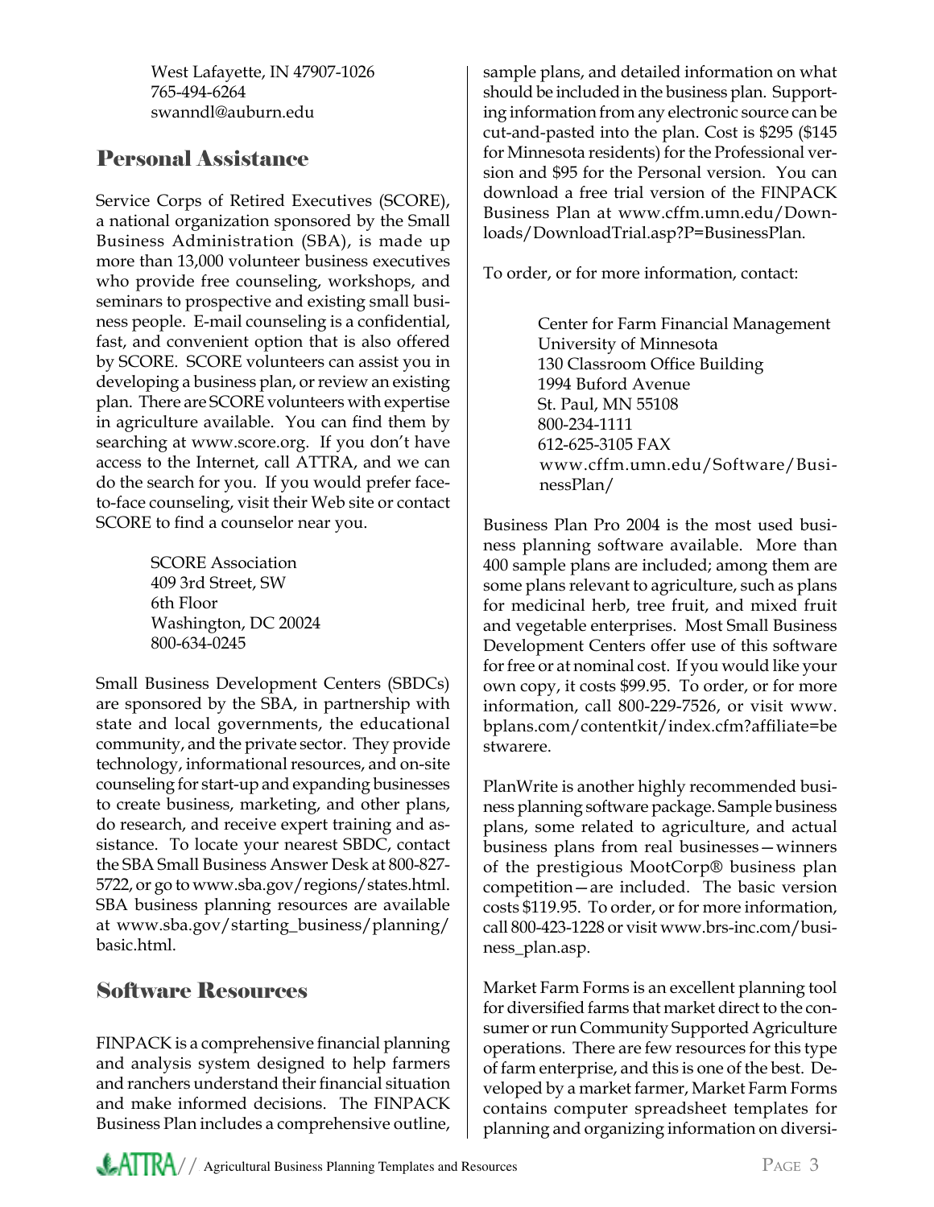West Lafayette, IN 47907-1026
765-494-6264
swanndl@auburn.edu

## Personal Assistance

Service Corps of Retired Executives (SCORE), a national organization sponsored by the Small Business Administration (SBA), is made up more than 13,000 volunteer business executives who provide free counseling, workshops, and seminars to prospective and existing small business people. E-mail counseling is a confidential, fast, and convenient option that is also offered by SCORE. SCORE volunteers can assist you in developing a business plan, or review an existing plan. There are SCORE volunteers with expertise in agriculture available. You can find them by searching at www.score.org. If you don't have access to the Internet, call ATTRA, and we can do the search for you. If you would prefer face-to-face counseling, visit their Web site or contact SCORE to find a counselor near you.

SCORE Association
409 3rd Street, SW
6th Floor
Washington, DC 20024
800-634-0245

Small Business Development Centers (SBDCs) are sponsored by the SBA, in partnership with state and local governments, the educational community, and the private sector. They provide technology, informational resources, and on-site counseling for start-up and expanding businesses to create business, marketing, and other plans, do research, and receive expert training and assistance. To locate your nearest SBDC, contact the SBA Small Business Answer Desk at 800-827-5722, or go to www.sba.gov/regions/states.html. SBA business planning resources are available at www.sba.gov/starting_business/planning/basic.html.

## Software Resources

FINPACK is a comprehensive financial planning and analysis system designed to help farmers and ranchers understand their financial situation and make informed decisions. The FINPACK Business Plan includes a comprehensive outline, sample plans, and detailed information on what should be included in the business plan. Supporting information from any electronic source can be cut-and-pasted into the plan. Cost is $295 ($145 for Minnesota residents) for the Professional version and $95 for the Personal version. You can download a free trial version of the FINPACK Business Plan at www.cffm.umn.edu/Downloads/DownloadTrial.asp?P=BusinessPlan.

To order, or for more information, contact:

Center for Farm Financial Management
University of Minnesota
130 Classroom Office Building
1994 Buford Avenue
St. Paul, MN 55108
800-234-1111
612-625-3105 FAX
www.cffm.umn.edu/Software/BusinessPlan/

Business Plan Pro 2004 is the most used business planning software available. More than 400 sample plans are included; among them are some plans relevant to agriculture, such as plans for medicinal herb, tree fruit, and mixed fruit and vegetable enterprises. Most Small Business Development Centers offer use of this software for free or at nominal cost. If you would like your own copy, it costs $99.95. To order, or for more information, call 800-229-7526, or visit www.bplans.com/contentkit/index.cfm?affiliate=bestwarere.

PlanWrite is another highly recommended business planning software package. Sample business plans, some related to agriculture, and actual business plans from real businesses—winners of the prestigious MootCorp® business plan competition—are included. The basic version costs $119.95. To order, or for more information, call 800-423-1228 or visit www.brs-inc.com/business_plan.asp.

Market Farm Forms is an excellent planning tool for diversified farms that market direct to the consumer or run Community Supported Agriculture operations. There are few resources for this type of farm enterprise, and this is one of the best. Developed by a market farmer, Market Farm Forms contains computer spreadsheet templates for planning and organizing information on diversi-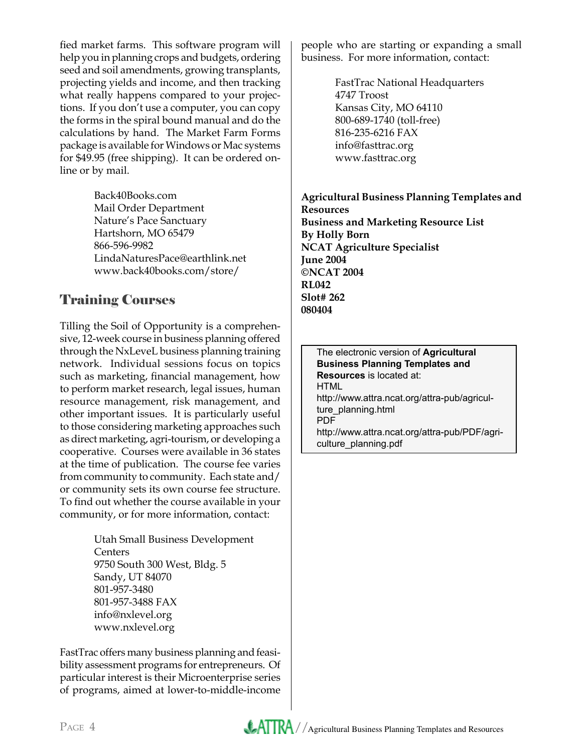fied market farms. This software program will help you in planning crops and budgets, ordering seed and soil amendments, growing transplants, projecting yields and income, and then tracking what really happens compared to your projections. If you don't use a computer, you can copy the forms in the spiral bound manual and do the calculations by hand. The Market Farm Forms package is available for Windows or Mac systems for $49.95 (free shipping). It can be ordered online or by mail.

> Back40Books.com
> Mail Order Department
> Nature's Pace Sanctuary
> Hartshorn, MO 65479
> 866-596-9982
> LindaNaturesPace@earthlink.net
> www.back40books.com/store/

## Training Courses

Tilling the Soil of Opportunity is a comprehensive, 12-week course in business planning offered through the NxLeveL business planning training network. Individual sessions focus on topics such as marketing, financial management, how to perform market research, legal issues, human resource management, risk management, and other important issues. It is particularly useful to those considering marketing approaches such as direct marketing, agri-tourism, or developing a cooperative. Courses were available in 36 states at the time of publication. The course fee varies from community to community. Each state and/or community sets its own course fee structure. To find out whether the course available in your community, or for more information, contact:

> Utah Small Business Development Centers
> 9750 South 300 West, Bldg. 5
> Sandy, UT 84070
> 801-957-3480
> 801-957-3488 FAX
> info@nxlevel.org
> www.nxlevel.org

FastTrac offers many business planning and feasibility assessment programs for entrepreneurs. Of particular interest is their Microenterprise series of programs, aimed at lower-to-middle-income people who are starting or expanding a small business. For more information, contact:

> FastTrac National Headquarters
> 4747 Troost
> Kansas City, MO 64110
> 800-689-1740 (toll-free)
> 816-235-6216 FAX
> info@fasttrac.org
> www.fasttrac.org

**Agricultural Business Planning Templates and Resources**
**Business and Marketing Resource List**
**By Holly Born**
**NCAT Agriculture Specialist**
**June 2004**
**©NCAT 2004**
**RL042**
**Slot# 262**
**080404**

> The electronic version of **Agricultural Business Planning Templates and Resources** is located at:
> HTML
> http://www.attra.ncat.org/attra-pub/agriculture_planning.html
> PDF
> http://www.attra.ncat.org/attra-pub/PDF/agriculture_planning.pdf